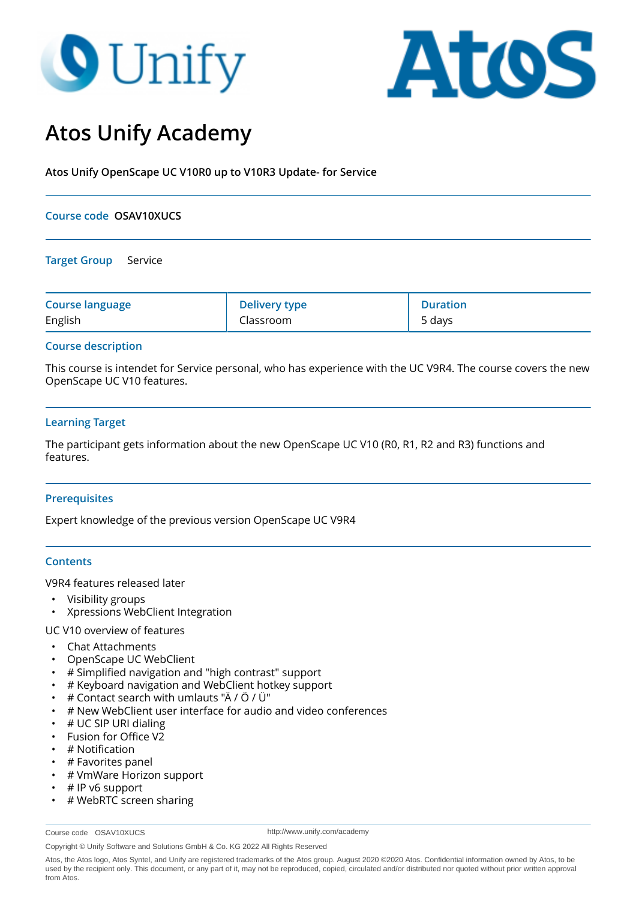# Atos Unify Academy

**Atos Unify OpenScape UC V10R0 up to V10R3 Update- for Service**

**Course code** **OSAV10XUCS**

**Target Group** Service

| Course language | Delivery type | Duration |
|---|---|---|
| English | Classroom | 5 days |

## Course description

This course is intendet for Service personal, who has experience with the UC V9R4. The course covers the new OpenScape UC V10 features.

## Learning Target

The participant gets information about the new OpenScape UC V10 (R0, R1, R2 and R3) functions and features.

## Prerequisites

Expert knowledge of the previous version OpenScape UC V9R4

## Contents

V9R4 features released later

- Visibility groups
- Xpressions WebClient Integration

UC V10 overview of features

- Chat Attachments
- OpenScape UC WebClient
- # Simplified navigation and "high contrast" support
- # Keyboard navigation and WebClient hotkey support
- # Contact search with umlauts "Ä / Ö / Ü"
- # New WebClient user interface for audio and video conferences
- # UC SIP URI dialing
- Fusion for Office V2
- # Notification
- # Favorites panel
- # VmWare Horizon support
- # IP v6 support
- # WebRTC screen sharing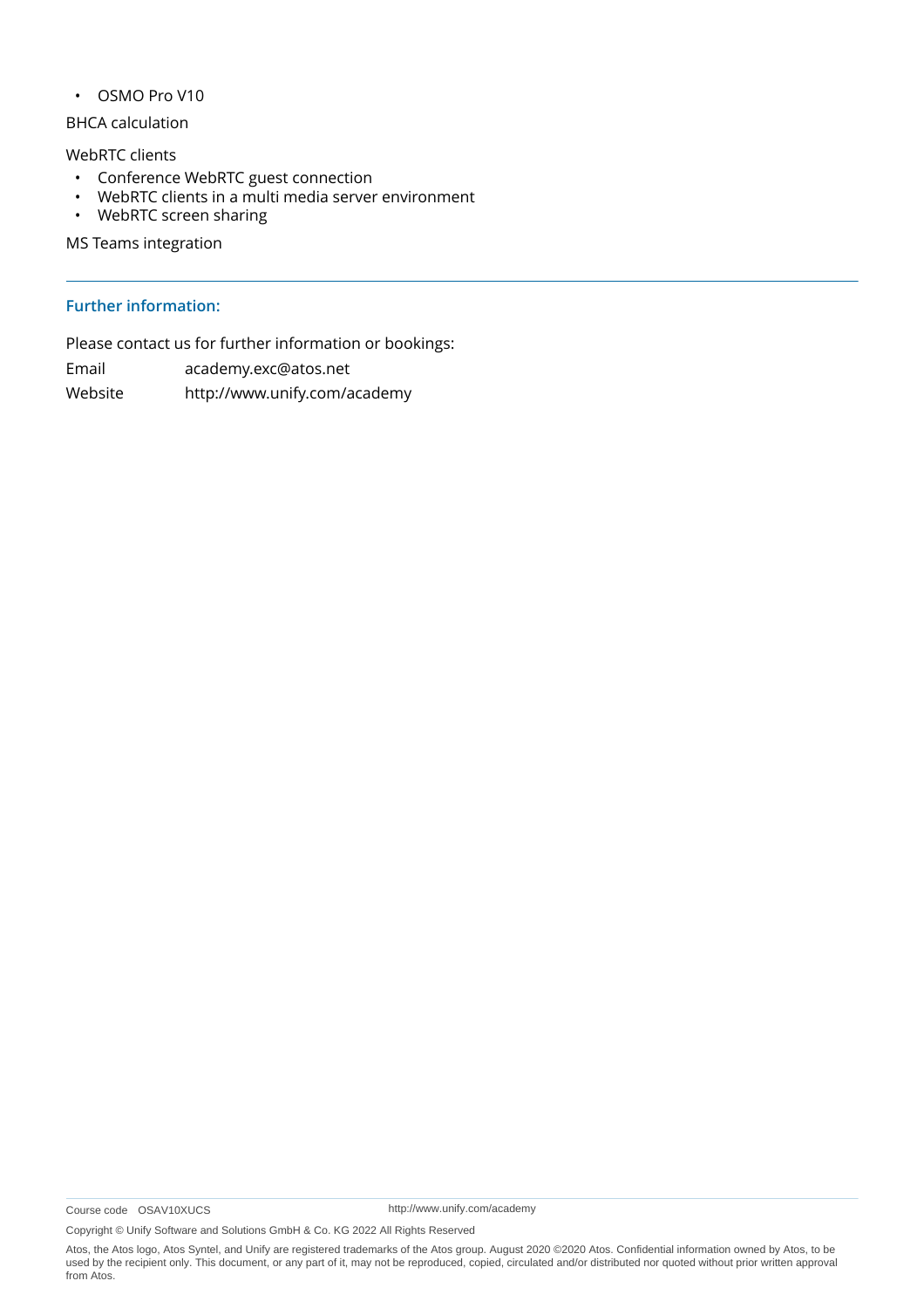- OSMO Pro V10

BHCA calculation

WebRTC clients

- Conference WebRTC guest connection
- WebRTC clients in a multi media server environment
- WebRTC screen sharing

MS Teams integration

---

### Further information:

Please contact us for further information or bookings:

| | |
|---|---|
| Email | academy.exc@atos.net |
| Website | http://www.unify.com/academy |

Course code OSAV10XUCS http://www.unify.com/academy

Copyright © Unify Software and Solutions GmbH & Co. KG 2022 All Rights Reserved

Atos, the Atos logo, Atos Syntel, and Unify are registered trademarks of the Atos group. August 2020 ©2020 Atos. Confidential information owned by Atos, to be used by the recipient only. This document, or any part of it, may not be reproduced, copied, circulated and/or distributed nor quoted without prior written approval from Atos.